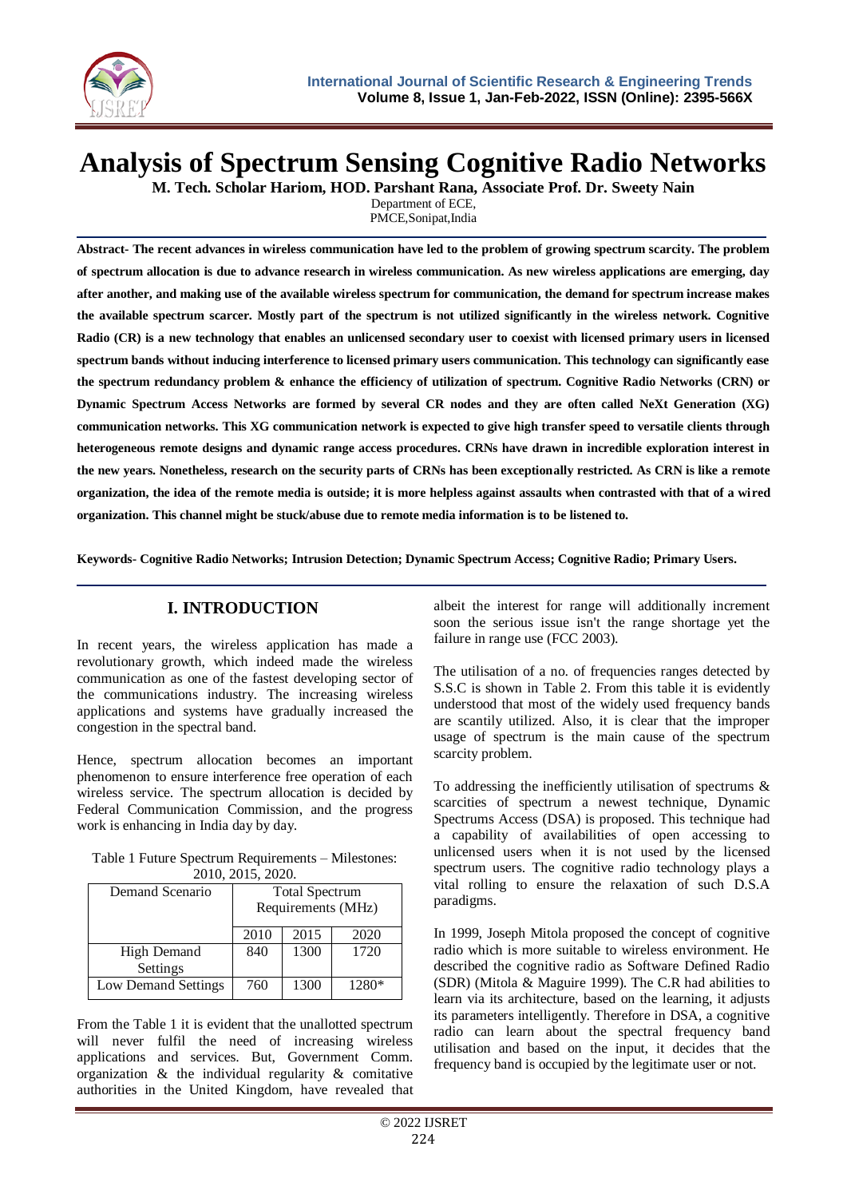# Analysis of Spectrum Sensing Cognitive Radio Networks

**M. Tech. Scholar Hariom, HOD. Parshant Rana, Associate Prof. Dr. Sweety Nain**

Department of ECE,
PMCE,Sonipat,India

**Abstract- The recent advances in wireless communication have led to the problem of growing spectrum scarcity. The problem of spectrum allocation is due to advance research in wireless communication. As new wireless applications are emerging, day after another, and making use of the available wireless spectrum for communication, the demand for spectrum increase makes the available spectrum scarcer. Mostly part of the spectrum is not utilized significantly in the wireless network. Cognitive Radio (CR) is a new technology that enables an unlicensed secondary user to coexist with licensed primary users in licensed spectrum bands without inducing interference to licensed primary users communication. This technology can significantly ease the spectrum redundancy problem & enhance the efficiency of utilization of spectrum. Cognitive Radio Networks (CRN) or Dynamic Spectrum Access Networks are formed by several CR nodes and they are often called NeXt Generation (XG) communication networks. This XG communication network is expected to give high transfer speed to versatile clients through heterogeneous remote designs and dynamic range access procedures. CRNs have drawn in incredible exploration interest in the new years. Nonetheless, research on the security parts of CRNs has been exceptionally restricted. As CRN is like a remote organization, the idea of the remote media is outside; it is more helpless against assaults when contrasted with that of a wired organization. This channel might be stuck/abuse due to remote media information is to be listened to.**

**Keywords- Cognitive Radio Networks; Intrusion Detection; Dynamic Spectrum Access; Cognitive Radio; Primary Users.**

## I. INTRODUCTION

In recent years, the wireless application has made a revolutionary growth, which indeed made the wireless communication as one of the fastest developing sector of the communications industry. The increasing wireless applications and systems have gradually increased the congestion in the spectral band.

Hence, spectrum allocation becomes an important phenomenon to ensure interference free operation of each wireless service. The spectrum allocation is decided by Federal Communication Commission, and the progress work is enhancing in India day by day.

Table 1 Future Spectrum Requirements – Milestones: 2010, 2015, 2020.

| Demand Scenario | Total Spectrum Requirements (MHz) | | |
|---|---|---|---|
| | 2010 | 2015 | 2020 |
| High Demand Settings | 840 | 1300 | 1720 |
| Low Demand Settings | 760 | 1300 | 1280* |

From the Table 1 it is evident that the unallotted spectrum will never fulfil the need of increasing wireless applications and services. But, Government Comm. organization & the individual regularity & comitative authorities in the United Kingdom, have revealed that albeit the interest for range will additionally increment soon the serious issue isn't the range shortage yet the failure in range use (FCC 2003).

The utilisation of a no. of frequencies ranges detected by S.S.C is shown in Table 2. From this table it is evidently understood that most of the widely used frequency bands are scantily utilized. Also, it is clear that the improper usage of spectrum is the main cause of the spectrum scarcity problem.

To addressing the inefficiently utilisation of spectrums & scarcities of spectrum a newest technique, Dynamic Spectrums Access (DSA) is proposed. This technique had a capability of availabilities of open accessing to unlicensed users when it is not used by the licensed spectrum users. The cognitive radio technology plays a vital rolling to ensure the relaxation of such D.S.A paradigms.

In 1999, Joseph Mitola proposed the concept of cognitive radio which is more suitable to wireless environment. He described the cognitive radio as Software Defined Radio (SDR) (Mitola & Maguire 1999). The C.R had abilities to learn via its architecture, based on the learning, it adjusts its parameters intelligently. Therefore in DSA, a cognitive radio can learn about the spectral frequency band utilisation and based on the input, it decides that the frequency band is occupied by the legitimate user or not.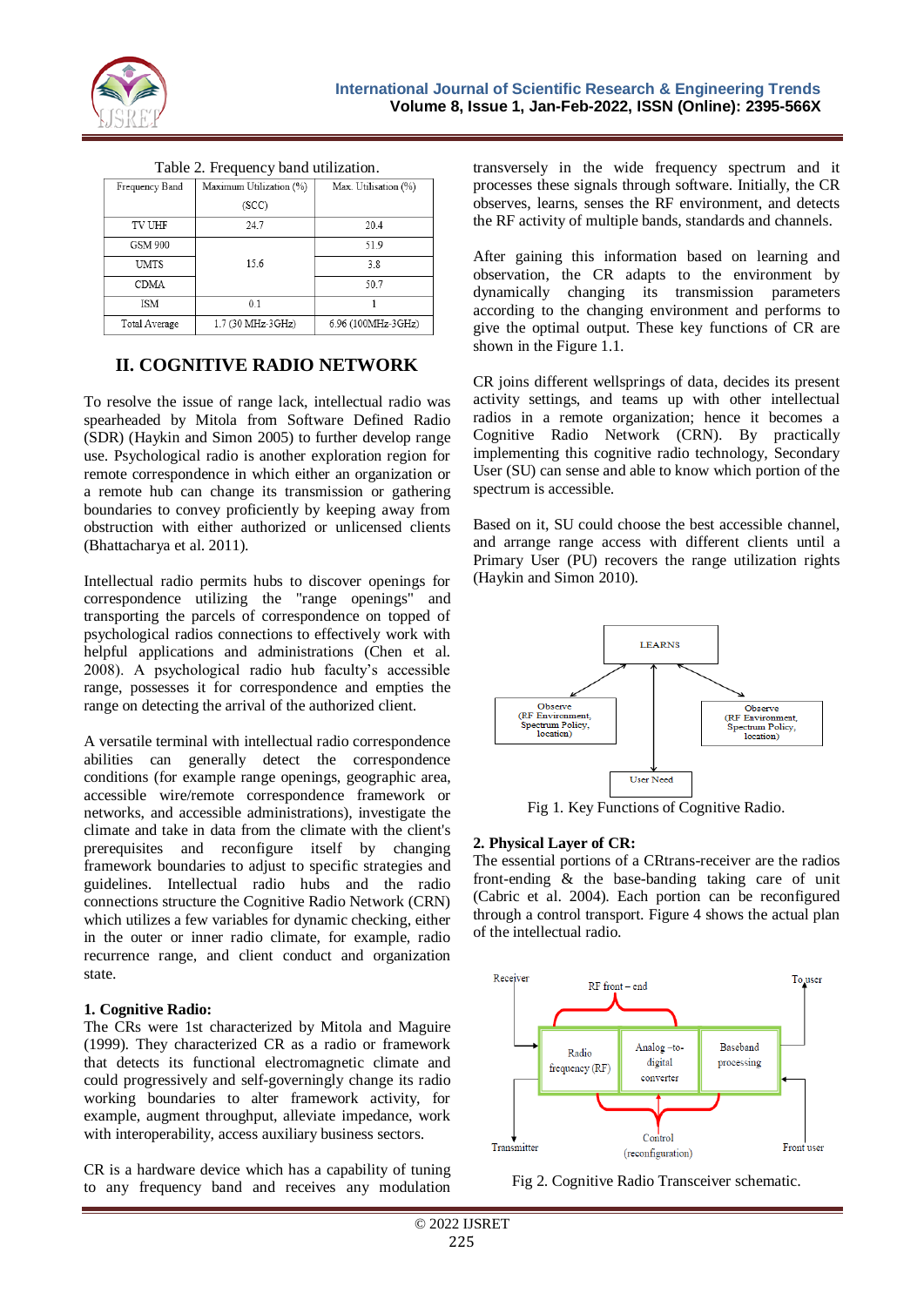Table 2. Frequency band utilization.

| Frequency Band | Maximum Utilization (%) (SCC) | Max. Utilisation (%) |
|---|---|---|
| TV UHF | 24.7 | 20.4 |
| GSM 900 | 15.6 | 51.9 |
| UMTS | | 3.8 |
| CDMA | | 50.7 |
| ISM | 0.1 | 1 |
| Total Average | 1.7 (30 MHz-3GHz) | 6.96 (100MHz-3GHz) |

## II. COGNITIVE RADIO NETWORK

To resolve the issue of range lack, intellectual radio was spearheaded by Mitola from Software Defined Radio (SDR) (Haykin and Simon 2005) to further develop range use. Psychological radio is another exploration region for remote correspondence in which either an organization or a remote hub can change its transmission or gathering boundaries to convey proficiently by keeping away from obstruction with either authorized or unlicensed clients (Bhattacharya et al. 2011).

Intellectual radio permits hubs to discover openings for correspondence utilizing the "range openings" and transporting the parcels of correspondence on topped of psychological radios connections to effectively work with helpful applications and administrations (Chen et al. 2008). A psychological radio hub faculty's accessible range, possesses it for correspondence and empties the range on detecting the arrival of the authorized client.

A versatile terminal with intellectual radio correspondence abilities can generally detect the correspondence conditions (for example range openings, geographic area, accessible wire/remote correspondence framework or networks, and accessible administrations), investigate the climate and take in data from the climate with the client's prerequisites and reconfigure itself by changing framework boundaries to adjust to specific strategies and guidelines. Intellectual radio hubs and the radio connections structure the Cognitive Radio Network (CRN) which utilizes a few variables for dynamic checking, either in the outer or inner radio climate, for example, radio recurrence range, and client conduct and organization state.

**1. Cognitive Radio:**
The CRs were 1st characterized by Mitola and Maguire (1999). They characterized CR as a radio or framework that detects its functional electromagnetic climate and could progressively and self-governingly change its radio working boundaries to alter framework activity, for example, augment throughput, alleviate impedance, work with interoperability, access auxiliary business sectors.

CR is a hardware device which has a capability of tuning to any frequency band and receives any modulation transversely in the wide frequency spectrum and it processes these signals through software. Initially, the CR observes, learns, senses the RF environment, and detects the RF activity of multiple bands, standards and channels.

After gaining this information based on learning and observation, the CR adapts to the environment by dynamically changing its transmission parameters according to the changing environment and performs to give the optimal output. These key functions of CR are shown in the Figure 1.1.

CR joins different wellsprings of data, decides its present activity settings, and teams up with other intellectual radios in a remote organization; hence it becomes a Cognitive Radio Network (CRN). By practically implementing this cognitive radio technology, Secondary User (SU) can sense and able to know which portion of the spectrum is accessible.

Based on it, SU could choose the best accessible channel, and arrange range access with different clients until a Primary User (PU) recovers the range utilization rights (Haykin and Simon 2010).

LEARNS

Observe (RF Environment, Spectrum Policy, location)

Observe (RF Environment, Spectrum Policy, location)

User Need

Fig 1. Key Functions of Cognitive Radio.

**2. Physical Layer of CR:**
The essential portions of a CRtrans-receiver are the radios front-ending & the base-banding taking care of unit (Cabric et al. 2004). Each portion can be reconfigured through a control transport. Figure 4 shows the actual plan of the intellectual radio.

Receiver, RF front – end, To user, Radio frequency (RF), Analog –to-digital converter, Baseband processing, Transmitter, Control (reconfiguration), Front user

Fig 2. Cognitive Radio Transceiver schematic.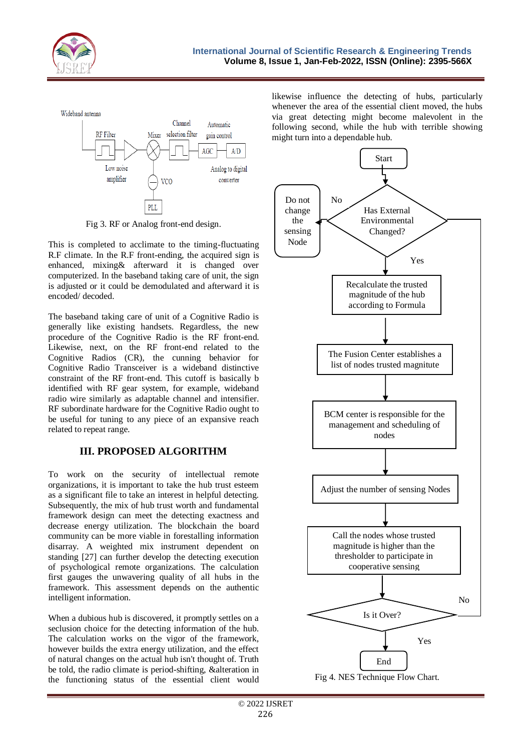Fig 3. RF or Analog front-end design.

This is completed to acclimate to the timing-fluctuating R.F climate. In the R.F front-ending, the acquired sign is enhanced, mixing& afterward it is changed over computerized. In the baseband taking care of unit, the sign is adjusted or it could be demodulated and afterward it is encoded/ decoded.

The baseband taking care of unit of a Cognitive Radio is generally like existing handsets. Regardless, the new procedure of the Cognitive Radio is the RF front-end. Likewise, next, on the RF front-end related to the Cognitive Radios (CR), the cunning behavior for Cognitive Radio Transceiver is a wideband distinctive constraint of the RF front-end. This cutoff is basically b identified with RF gear system, for example, wideband radio wire similarly as adaptable channel and intensifier. RF subordinate hardware for the Cognitive Radio ought to be useful for tuning to any piece of an expansive reach related to repeat range.

## III. PROPOSED ALGORITHM

To work on the security of intellectual remote organizations, it is important to take the hub trust esteem as a significant file to take an interest in helpful detecting. Subsequently, the mix of hub trust worth and fundamental framework design can meet the detecting exactness and decrease energy utilization. The blockchain the board community can be more viable in forestalling information disarray. A weighted mix instrument dependent on standing [27] can further develop the detecting execution of psychological remote organizations. The calculation first gauges the unwavering quality of all hubs in the framework. This assessment depends on the authentic intelligent information.

When a dubious hub is discovered, it promptly settles on a seclusion choice for the detecting information of the hub. The calculation works on the vigor of the framework, however builds the extra energy utilization, and the effect of natural changes on the actual hub isn't thought of. Truth be told, the radio climate is period-shifting, &alteration in the functioning status of the essential client would likewise influence the detecting of hubs, particularly whenever the area of the essential client moved, the hubs via great detecting might become malevolent in the following second, while the hub with terrible showing might turn into a dependable hub.

Fig 4. NES Technique Flow Chart.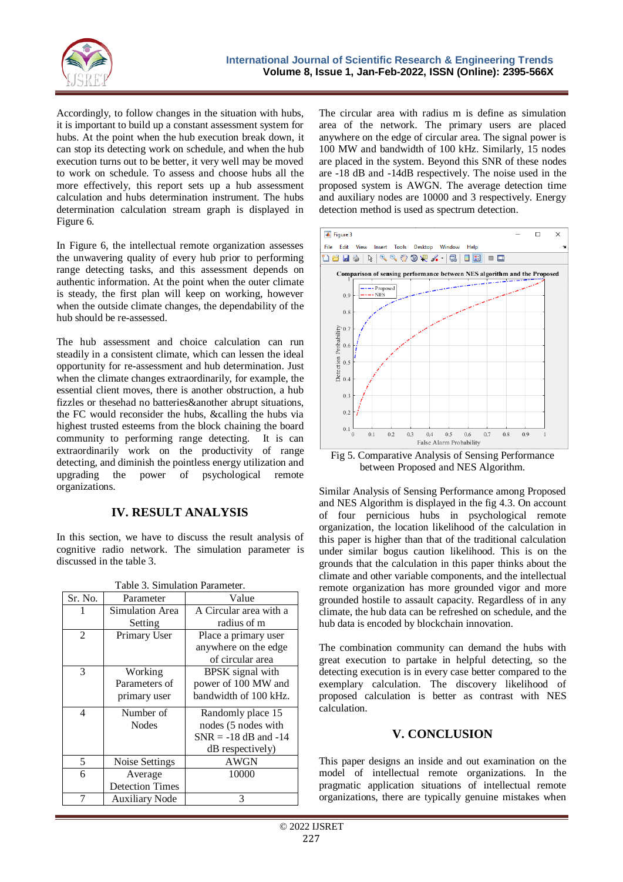Accordingly, to follow changes in the situation with hubs, it is important to build up a constant assessment system for hubs. At the point when the hub execution break down, it can stop its detecting work on schedule, and when the hub execution turns out to be better, it very well may be moved to work on schedule. To assess and choose hubs all the more effectively, this report sets up a hub assessment calculation and hubs determination instrument. The hubs determination calculation stream graph is displayed in Figure 6.

In Figure 6, the intellectual remote organization assesses the unwavering quality of every hub prior to performing range detecting tasks, and this assessment depends on authentic information. At the point when the outer climate is steady, the first plan will keep on working, however when the outside climate changes, the dependability of the hub should be re-assessed.

The hub assessment and choice calculation can run steadily in a consistent climate, which can lessen the ideal opportunity for re-assessment and hub determination. Just when the climate changes extraordinarily, for example, the essential client moves, there is another obstruction, a hub fizzles or thesehad no batteries&another abrupt situations, the FC would reconsider the hubs, &calling the hubs via highest trusted esteems from the block chaining the board community to performing range detecting. It is can extraordinarily work on the productivity of range detecting, and diminish the pointless energy utilization and upgrading the power of psychological remote organizations.

## IV. RESULT ANALYSIS

In this section, we have to discuss the result analysis of cognitive radio network. The simulation parameter is discussed in the table 3.

Table 3. Simulation Parameter.

| Sr. No. | Parameter | Value |
|---|---|---|
| 1 | Simulation Area Setting | A Circular area with a radius of m |
| 2 | Primary User | Place a primary user anywhere on the edge of circular area |
| 3 | Working Parameters of primary user | BPSK signal with power of 100 MW and bandwidth of 100 kHz. |
| 4 | Number of Nodes | Randomly place 15 nodes (5 nodes with SNR = -18 dB and -14 dB respectively) |
| 5 | Noise Settings | AWGN |
| 6 | Average Detection Times | 10000 |
| 7 | Auxiliary Node | 3 |

The circular area with radius m is define as simulation area of the network. The primary users are placed anywhere on the edge of circular area. The signal power is 100 MW and bandwidth of 100 kHz. Similarly, 15 nodes are placed in the system. Beyond this SNR of these nodes are -18 dB and -14dB respectively. The noise used in the proposed system is AWGN. The average detection time and auxiliary nodes are 10000 and 3 respectively. Energy detection method is used as spectrum detection.

Fig 5. Comparative Analysis of Sensing Performance between Proposed and NES Algorithm.

Similar Analysis of Sensing Performance among Proposed and NES Algorithm is displayed in the fig 4.3. On account of four pernicious hubs in psychological remote organization, the location likelihood of the calculation in this paper is higher than that of the traditional calculation under similar bogus caution likelihood. This is on the grounds that the calculation in this paper thinks about the climate and other variable components, and the intellectual remote organization has more grounded vigor and more grounded hostile to assault capacity. Regardless of in any climate, the hub data can be refreshed on schedule, and the hub data is encoded by blockchain innovation.

The combination community can demand the hubs with great execution to partake in helpful detecting, so the detecting execution is in every case better compared to the exemplary calculation. The discovery likelihood of proposed calculation is better as contrast with NES calculation.

## V. CONCLUSION

This paper designs an inside and out examination on the model of intellectual remote organizations. In the pragmatic application situations of intellectual remote organizations, there are typically genuine mistakes when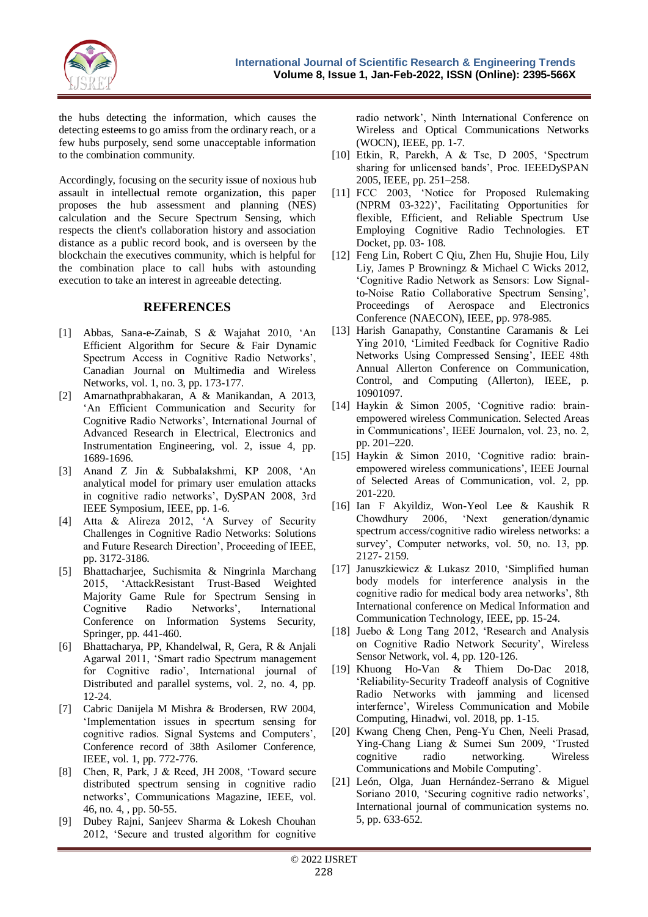the hubs detecting the information, which causes the detecting esteems to go amiss from the ordinary reach, or a few hubs purposely, send some unacceptable information to the combination community.

Accordingly, focusing on the security issue of noxious hub assault in intellectual remote organization, this paper proposes the hub assessment and planning (NES) calculation and the Secure Spectrum Sensing, which respects the client's collaboration history and association distance as a public record book, and is overseen by the blockchain the executives community, which is helpful for the combination place to call hubs with astounding execution to take an interest in agreeable detecting.

## REFERENCES

[1] Abbas, Sana-e-Zainab, S & Wajahat 2010, 'An Efficient Algorithm for Secure & Fair Dynamic Spectrum Access in Cognitive Radio Networks', Canadian Journal on Multimedia and Wireless Networks, vol. 1, no. 3, pp. 173-177.

[2] Amarnathprabhakaran, A & Manikandan, A 2013, 'An Efficient Communication and Security for Cognitive Radio Networks', International Journal of Advanced Research in Electrical, Electronics and Instrumentation Engineering, vol. 2, issue 4, pp. 1689-1696.

[3] Anand Z Jin & Subbalakshmi, KP 2008, 'An analytical model for primary user emulation attacks in cognitive radio networks', DySPAN 2008, 3rd IEEE Symposium, IEEE, pp. 1-6.

[4] Atta & Alireza 2012, 'A Survey of Security Challenges in Cognitive Radio Networks: Solutions and Future Research Direction', Proceeding of IEEE, pp. 3172-3186.

[5] Bhattacharjee, Suchismita & Ningrinla Marchang 2015, 'AttackResistant Trust-Based Weighted Majority Game Rule for Spectrum Sensing in Cognitive Radio Networks', International Conference on Information Systems Security, Springer, pp. 441-460.

[6] Bhattacharya, PP, Khandelwal, R, Gera, R & Anjali Agarwal 2011, 'Smart radio Spectrum management for Cognitive radio', International journal of Distributed and parallel systems, vol. 2, no. 4, pp. 12-24.

[7] Cabric Danijela M Mishra & Brodersen, RW 2004, 'Implementation issues in specrtum sensing for cognitive radios. Signal Systems and Computers', Conference record of 38th Asilomer Conference, IEEE, vol. 1, pp. 772-776.

[8] Chen, R, Park, J & Reed, JH 2008, 'Toward secure distributed spectrum sensing in cognitive radio networks', Communications Magazine, IEEE, vol. 46, no. 4, , pp. 50-55.

[9] Dubey Rajni, Sanjeev Sharma & Lokesh Chouhan 2012, 'Secure and trusted algorithm for cognitive radio network', Ninth International Conference on Wireless and Optical Communications Networks (WOCN), IEEE, pp. 1-7.

[10] Etkin, R, Parekh, A & Tse, D 2005, 'Spectrum sharing for unlicensed bands', Proc. IEEEDySPAN 2005, IEEE, pp. 251–258.

[11] FCC 2003, 'Notice for Proposed Rulemaking (NPRM 03-322)', Facilitating Opportunities for flexible, Efficient, and Reliable Spectrum Use Employing Cognitive Radio Technologies. ET Docket, pp. 03- 108.

[12] Feng Lin, Robert C Qiu, Zhen Hu, Shujie Hou, Lily Liy, James P Browningz & Michael C Wicks 2012, 'Cognitive Radio Network as Sensors: Low Signal-to-Noise Ratio Collaborative Spectrum Sensing', Proceedings of Aerospace and Electronics Conference (NAECON), IEEE, pp. 978-985.

[13] Harish Ganapathy, Constantine Caramanis & Lei Ying 2010, 'Limited Feedback for Cognitive Radio Networks Using Compressed Sensing', IEEE 48th Annual Allerton Conference on Communication, Control, and Computing (Allerton), IEEE, p. 10901097.

[14] Haykin & Simon 2005, 'Cognitive radio: brain-empowered wireless Communication. Selected Areas in Communications', IEEE Journalon, vol. 23, no. 2, pp. 201–220.

[15] Haykin & Simon 2010, 'Cognitive radio: brain-empowered wireless communications', IEEE Journal of Selected Areas of Communication, vol. 2, pp. 201-220.

[16] Ian F Akyildiz, Won-Yeol Lee & Kaushik R Chowdhury 2006, 'Next generation/dynamic spectrum access/cognitive radio wireless networks: a survey', Computer networks, vol. 50, no. 13, pp. 2127- 2159.

[17] Januszkiewicz & Lukasz 2010, 'Simplified human body models for interference analysis in the cognitive radio for medical body area networks', 8th International conference on Medical Information and Communication Technology, IEEE, pp. 15-24.

[18] Juebo & Long Tang 2012, 'Research and Analysis on Cognitive Radio Network Security', Wireless Sensor Network, vol. 4, pp. 120-126.

[19] Khuong Ho-Van & Thiem Do-Dac 2018, 'Reliability-Security Tradeoff analysis of Cognitive Radio Networks with jamming and licensed interfernce', Wireless Communication and Mobile Computing, Hinadwi, vol. 2018, pp. 1-15.

[20] Kwang Cheng Chen, Peng-Yu Chen, Neeli Prasad, Ying-Chang Liang & Sumei Sun 2009, 'Trusted cognitive radio networking. Wireless Communications and Mobile Computing'.

[21] León, Olga, Juan Hernández-Serrano & Miguel Soriano 2010, 'Securing cognitive radio networks', International journal of communication systems no. 5, pp. 633-652.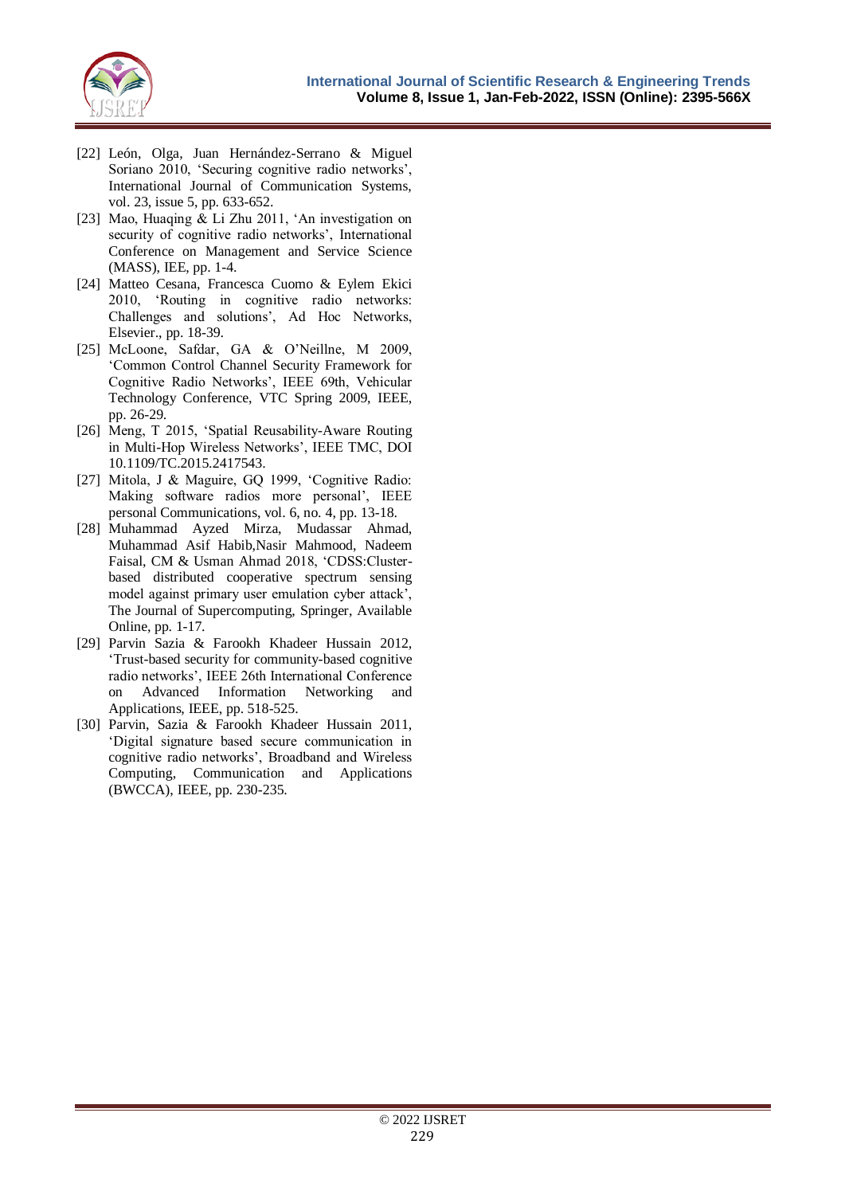[22] León, Olga, Juan Hernández-Serrano & Miguel Soriano 2010, 'Securing cognitive radio networks', International Journal of Communication Systems, vol. 23, issue 5, pp. 633-652.

[23] Mao, Huaqing & Li Zhu 2011, 'An investigation on security of cognitive radio networks', International Conference on Management and Service Science (MASS), IEE, pp. 1-4.

[24] Matteo Cesana, Francesca Cuomo & Eylem Ekici 2010, 'Routing in cognitive radio networks: Challenges and solutions', Ad Hoc Networks, Elsevier., pp. 18-39.

[25] McLoone, Safdar, GA & O'Neillne, M 2009, 'Common Control Channel Security Framework for Cognitive Radio Networks', IEEE 69th, Vehicular Technology Conference, VTC Spring 2009, IEEE, pp. 26-29.

[26] Meng, T 2015, 'Spatial Reusability-Aware Routing in Multi-Hop Wireless Networks', IEEE TMC, DOI 10.1109/TC.2015.2417543.

[27] Mitola, J & Maguire, GQ 1999, 'Cognitive Radio: Making software radios more personal', IEEE personal Communications, vol. 6, no. 4, pp. 13-18.

[28] Muhammad Ayzed Mirza, Mudassar Ahmad, Muhammad Asif Habib,Nasir Mahmood, Nadeem Faisal, CM & Usman Ahmad 2018, 'CDSS:Cluster-based distributed cooperative spectrum sensing model against primary user emulation cyber attack', The Journal of Supercomputing, Springer, Available Online, pp. 1-17.

[29] Parvin Sazia & Farookh Khadeer Hussain 2012, 'Trust-based security for community-based cognitive radio networks', IEEE 26th International Conference on Advanced Information Networking and Applications, IEEE, pp. 518-525.

[30] Parvin, Sazia & Farookh Khadeer Hussain 2011, 'Digital signature based secure communication in cognitive radio networks', Broadband and Wireless Computing, Communication and Applications (BWCCA), IEEE, pp. 230-235.